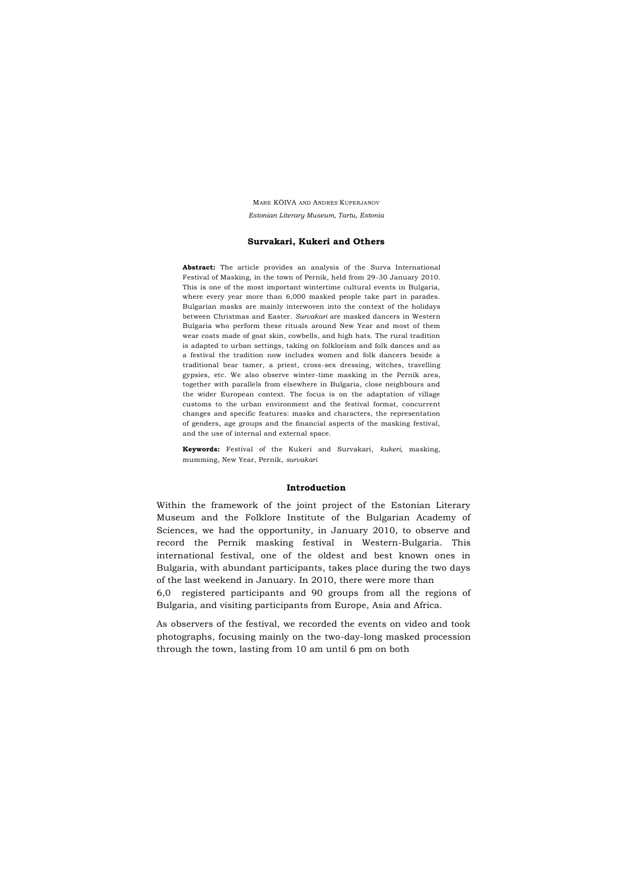MARE KÕIVA AND ANDRES KUPERJANOV

*Estonian Literary Museum, Tartu, Estonia*

# Survakari, Kukeri and Others

**Abstract:** The article provides an analysis of the Surva International Festival of Masking, in the town of Pernik, held from 29-30 January 2010. This is one of the most important wintertime cultural events in Bulgaria, where every year more than 6,000 masked people take part in parades. Bulgarian masks are mainly interwoven into the context of the holidays between Christmas and Easter. *Survakari* are masked dancers in Western Bulgaria who perform these rituals around New Year and most of them wear coats made of goat skin, cowbells, and high hats. The rural tradition is adapted to urban settings, taking on folklorism and folk dances and as a festival the tradition now includes women and folk dancers beside a traditional bear tamer, a priest, cross-sex dressing, witches, travelling gypsies, etc. We also observe winter-time masking in the Pernik area, together with parallels from elsewhere in Bulgaria, close neighbours and the wider European context. The focus is on the adaptation of village customs to the urban environment and the festival format, concurrent changes and specific features: masks and characters, the representation of genders, age groups and the financial aspects of the masking festival, and the use of internal and external space.

**Keywords:** Festival of the Kukeri and Survakari, *kukeri*, masking, mumming, New Year, Pernik, *survakari*

## Introduction

Within the framework of the joint project of the Estonian Literary Museum and the Folklore Institute of the Bulgarian Academy of Sciences, we had the opportunity, in January 2010, to observe and record the Pernik masking festival in Western-Bulgaria. This international festival, one of the oldest and best known ones in Bulgaria, with abundant participants, takes place during the two days of the last weekend in January. In 2010, there were more than 6,0 registered participants and 90 groups from all the regions of Bulgaria, and visiting participants from Europe, Asia and Africa.

As observers of the festival, we recorded the events on video and took photographs, focusing mainly on the two-day-long masked procession through the town, lasting from 10 am until 6 pm on both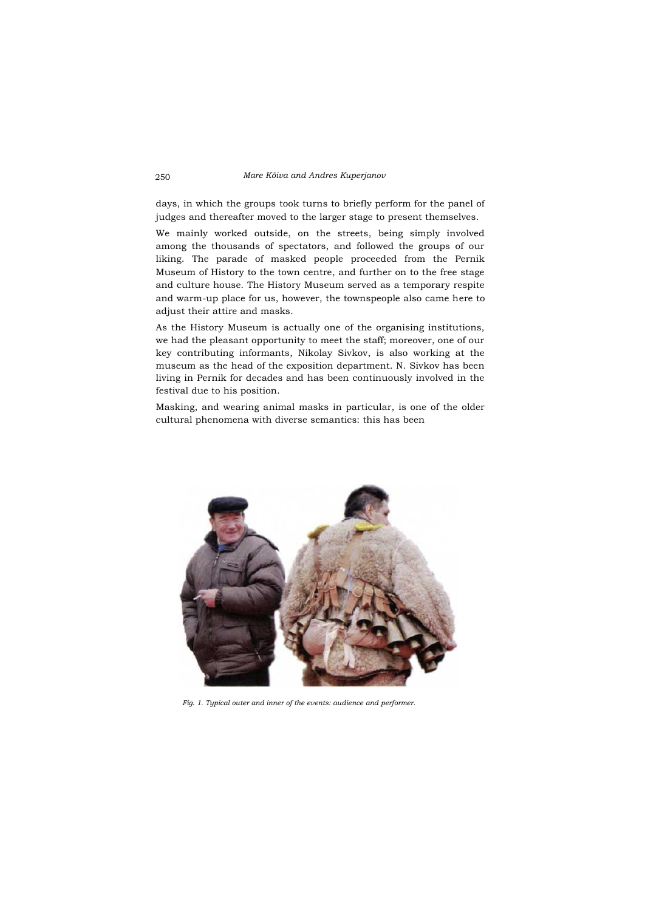days, in which the groups took turns to briefly perform for the panel of judges and thereafter moved to the larger stage to present themselves.

We mainly worked outside, on the streets, being simply involved among the thousands of spectators, and followed the groups of our liking. The parade of masked people proceeded from the Pernik Museum of History to the town centre, and further on to the free stage and culture house. The History Museum served as a temporary respite and warm-up place for us, however, the townspeople also came here to adjust their attire and masks.

As the History Museum is actually one of the organising institutions, we had the pleasant opportunity to meet the staff; moreover, one of our key contributing informants, Nikolay Sivkov, is also working at the museum as the head of the exposition department. N. Sivkov has been living in Pernik for decades and has been continuously involved in the festival due to his position.

Masking, and wearing animal masks in particular, is one of the older cultural phenomena with diverse semantics: this has been

*Fig. 1. Typical outer and inner of the events: audience and performer.*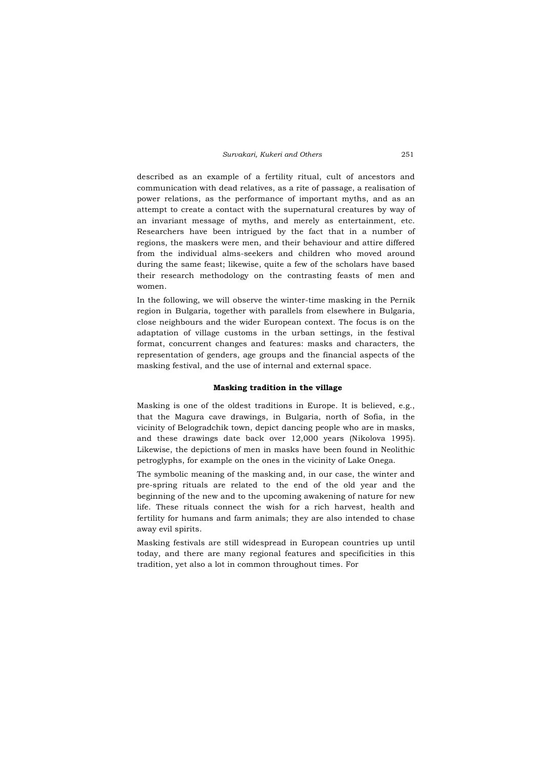described as an example of a fertility ritual, cult of ancestors and communication with dead relatives, as a rite of passage, a realisation of power relations, as the performance of important myths, and as an attempt to create a contact with the supernatural creatures by way of an invariant message of myths, and merely as entertainment, etc. Researchers have been intrigued by the fact that in a number of regions, the maskers were men, and their behaviour and attire differed from the individual alms-seekers and children who moved around during the same feast; likewise, quite a few of the scholars have based their research methodology on the contrasting feasts of men and women.

In the following, we will observe the winter-time masking in the Pernik region in Bulgaria, together with parallels from elsewhere in Bulgaria, close neighbours and the wider European context. The focus is on the adaptation of village customs in the urban settings, in the festival format, concurrent changes and features: masks and characters, the representation of genders, age groups and the financial aspects of the masking festival, and the use of internal and external space.

## Masking tradition in the village

Masking is one of the oldest traditions in Europe. It is believed, e.g., that the Magura cave drawings, in Bulgaria, north of Sofia, in the vicinity of Belogradchik town, depict dancing people who are in masks, and these drawings date back over 12,000 years (Nikolova 1995). Likewise, the depictions of men in masks have been found in Neolithic petroglyphs, for example on the ones in the vicinity of Lake Onega.

The symbolic meaning of the masking and, in our case, the winter and pre-spring rituals are related to the end of the old year and the beginning of the new and to the upcoming awakening of nature for new life. These rituals connect the wish for a rich harvest, health and fertility for humans and farm animals; they are also intended to chase away evil spirits.

Masking festivals are still widespread in European countries up until today, and there are many regional features and specificities in this tradition, yet also a lot in common throughout times. For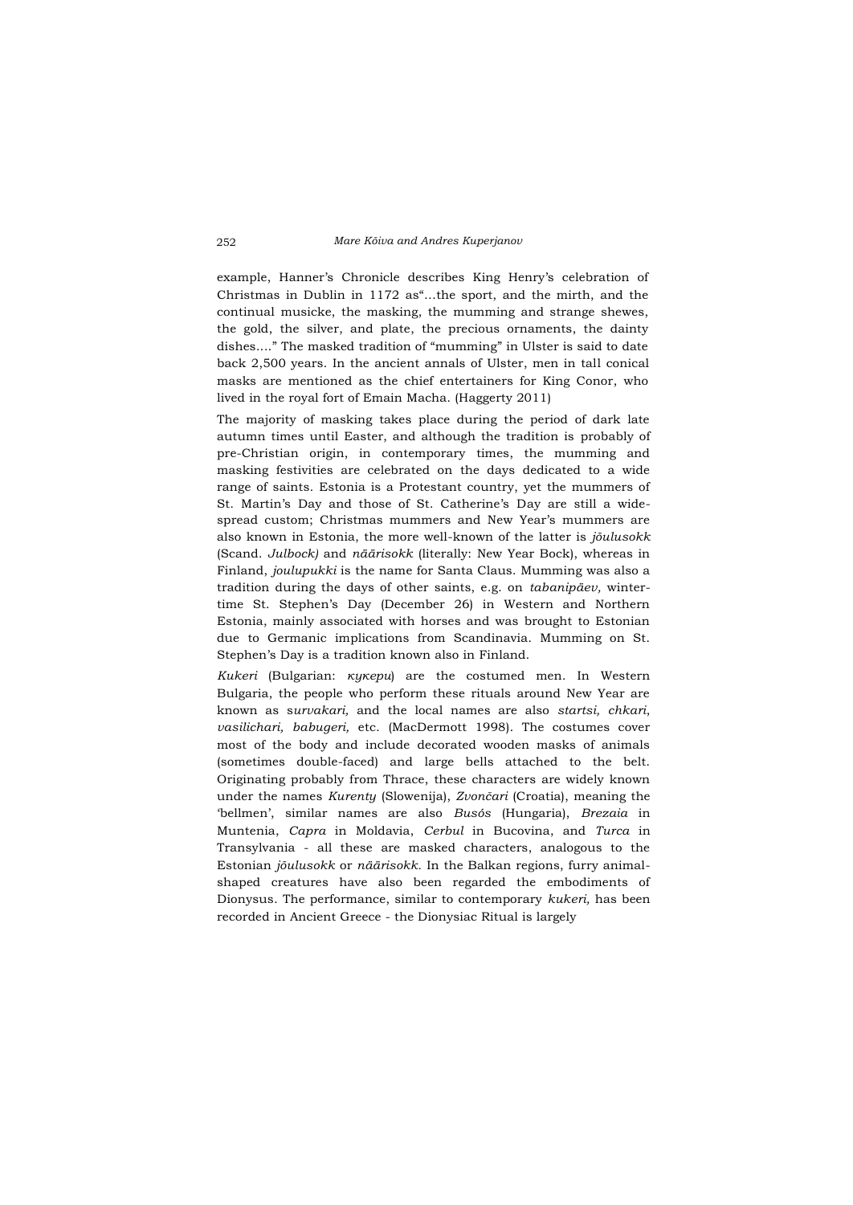example, Hanner's Chronicle describes King Henry's celebration of Christmas in Dublin in 1172 as"…the sport, and the mirth, and the continual musicke, the masking, the mumming and strange shewes, the gold, the silver, and plate, the precious ornaments, the dainty dishes…." The masked tradition of "mumming" in Ulster is said to date back 2,500 years. In the ancient annals of Ulster, men in tall conical masks are mentioned as the chief entertainers for King Conor, who lived in the royal fort of Emain Macha. (Haggerty 2011)

The majority of masking takes place during the period of dark late autumn times until Easter, and although the tradition is probably of pre-Christian origin, in contemporary times, the mumming and masking festivities are celebrated on the days dedicated to a wide range of saints. Estonia is a Protestant country, yet the mummers of St. Martin's Day and those of St. Catherine's Day are still a wide-spread custom; Christmas mummers and New Year's mummers are also known in Estonia, the more well-known of the latter is *jõulusokk* (Scand. *Julbock)* and *näärisokk* (literally: New Year Bock), whereas in Finland, *joulupukki* is the name for Santa Claus. Mumming was also a tradition during the days of other saints, e.g. on *tabanipäev,* winter-time St. Stephen's Day (December 26) in Western and Northern Estonia, mainly associated with horses and was brought to Estonian due to Germanic implications from Scandinavia. Mumming on St. Stephen's Day is a tradition known also in Finland.

*Kukeri* (Bulgarian: *кукери*) are the costumed men. In Western Bulgaria, the people who perform these rituals around New Year are known as s*urvakari,* and the local names are also *startsi, chkari*, *vasilichari, babugeri,* etc. (MacDermott 1998). The costumes cover most of the body and include decorated wooden masks of animals (sometimes double-faced) and large bells attached to the belt. Originating probably from Thrace, these characters are widely known under the names *Kurenty* (Slowenija), *Zvončari* (Croatia), meaning the 'bellmen', similar names are also *Busós* (Hungaria), *Brezaia* in Muntenia, *Capra* in Moldavia, *Cerbul* in Bucovina, and *Turca* in Transylvania - all these are masked characters, analogous to the Estonian *jõulusokk* or *näärisokk.* In the Balkan regions, furry animal-shaped creatures have also been regarded the embodiments of Dionysus. The performance, similar to contemporary *kukeri,* has been recorded in Ancient Greece - the Dionysiac Ritual is largely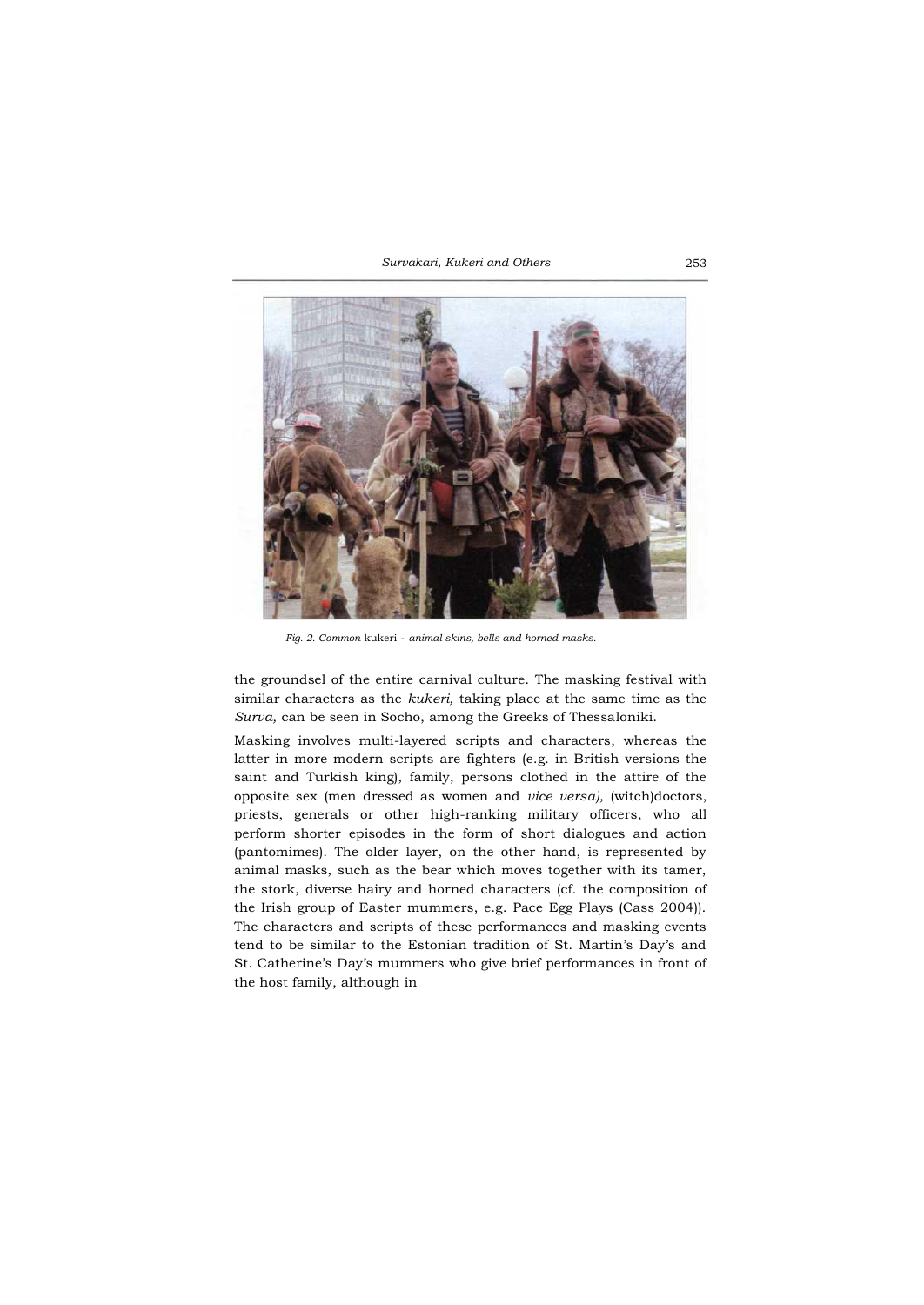*Fig. 2. Common* kukeri *- animal skins, bells and horned masks.*

the groundsel of the entire carnival culture. The masking festival with similar characters as the *kukeri,* taking place at the same time as the *Surva,* can be seen in Socho, among the Greeks of Thessaloniki.

Masking involves multi-layered scripts and characters, whereas the latter in more modern scripts are fighters (e.g. in British versions the saint and Turkish king), family, persons clothed in the attire of the opposite sex (men dressed as women and *vice versa),* (witch)doctors, priests, generals or other high-ranking military officers, who all perform shorter episodes in the form of short dialogues and action (pantomimes). The older layer, on the other hand, is represented by animal masks, such as the bear which moves together with its tamer, the stork, diverse hairy and horned characters (cf. the composition of the Irish group of Easter mummers, e.g. Pace Egg Plays (Cass 2004)). The characters and scripts of these performances and masking events tend to be similar to the Estonian tradition of St. Martin's Day's and St. Catherine's Day's mummers who give brief performances in front of the host family, although in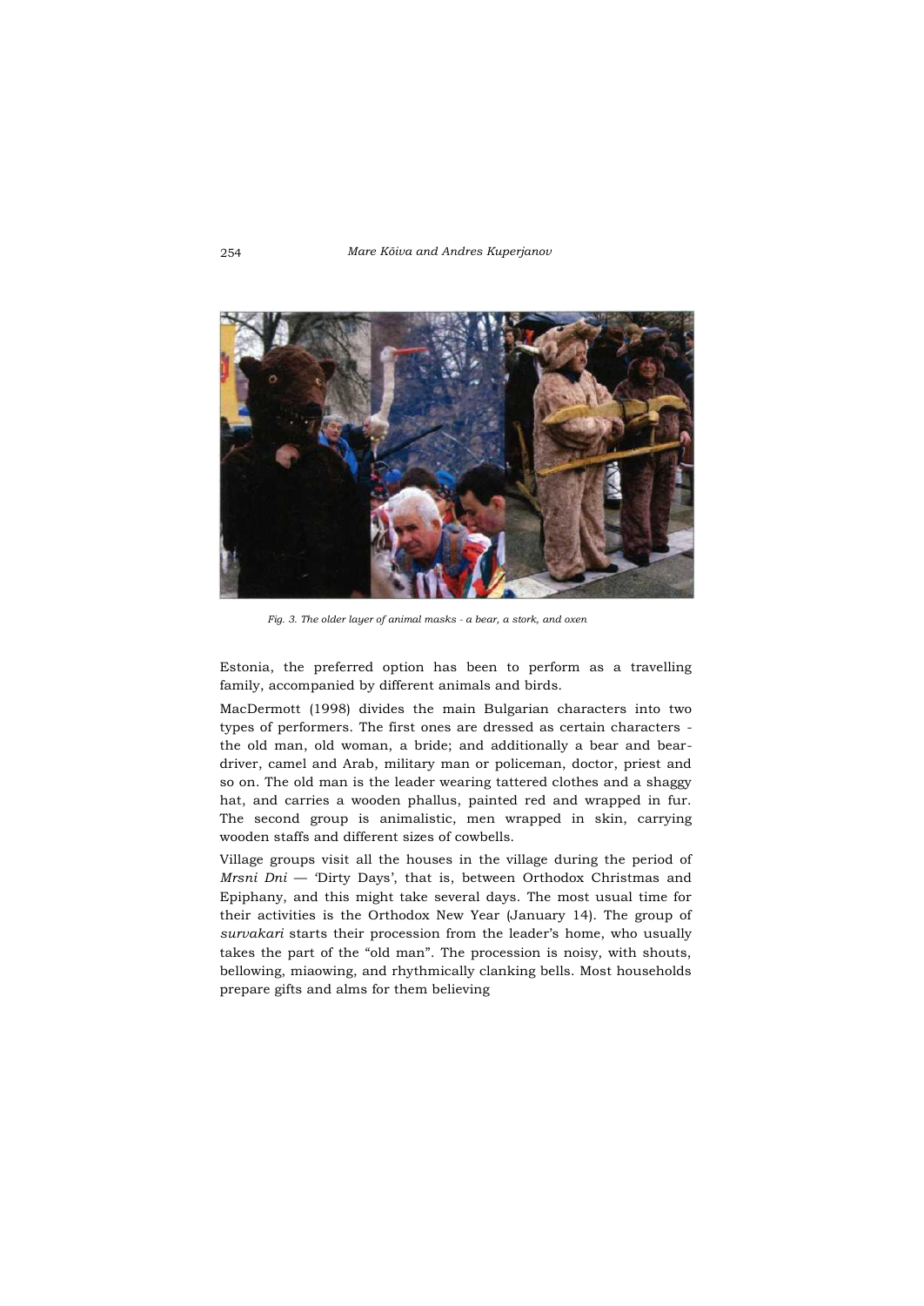*Fig. 3. The older layer of animal masks - a bear, a stork, and oxen*

Estonia, the preferred option has been to perform as a travelling family, accompanied by different animals and birds.

MacDermott (1998) divides the main Bulgarian characters into two types of performers. The first ones are dressed as certain characters - the old man, old woman, a bride; and additionally a bear and bear-driver, camel and Arab, military man or policeman, doctor, priest and so on. The old man is the leader wearing tattered clothes and a shaggy hat, and carries a wooden phallus, painted red and wrapped in fur. The second group is animalistic, men wrapped in skin, carrying wooden staffs and different sizes of cowbells.

Village groups visit all the houses in the village during the period of *Mrsni Dni* — 'Dirty Days', that is, between Orthodox Christmas and Epiphany, and this might take several days. The most usual time for their activities is the Orthodox New Year (January 14). The group of *survakari* starts their procession from the leader's home, who usually takes the part of the "old man". The procession is noisy, with shouts, bellowing, miaowing, and rhythmically clanking bells. Most households prepare gifts and alms for them believing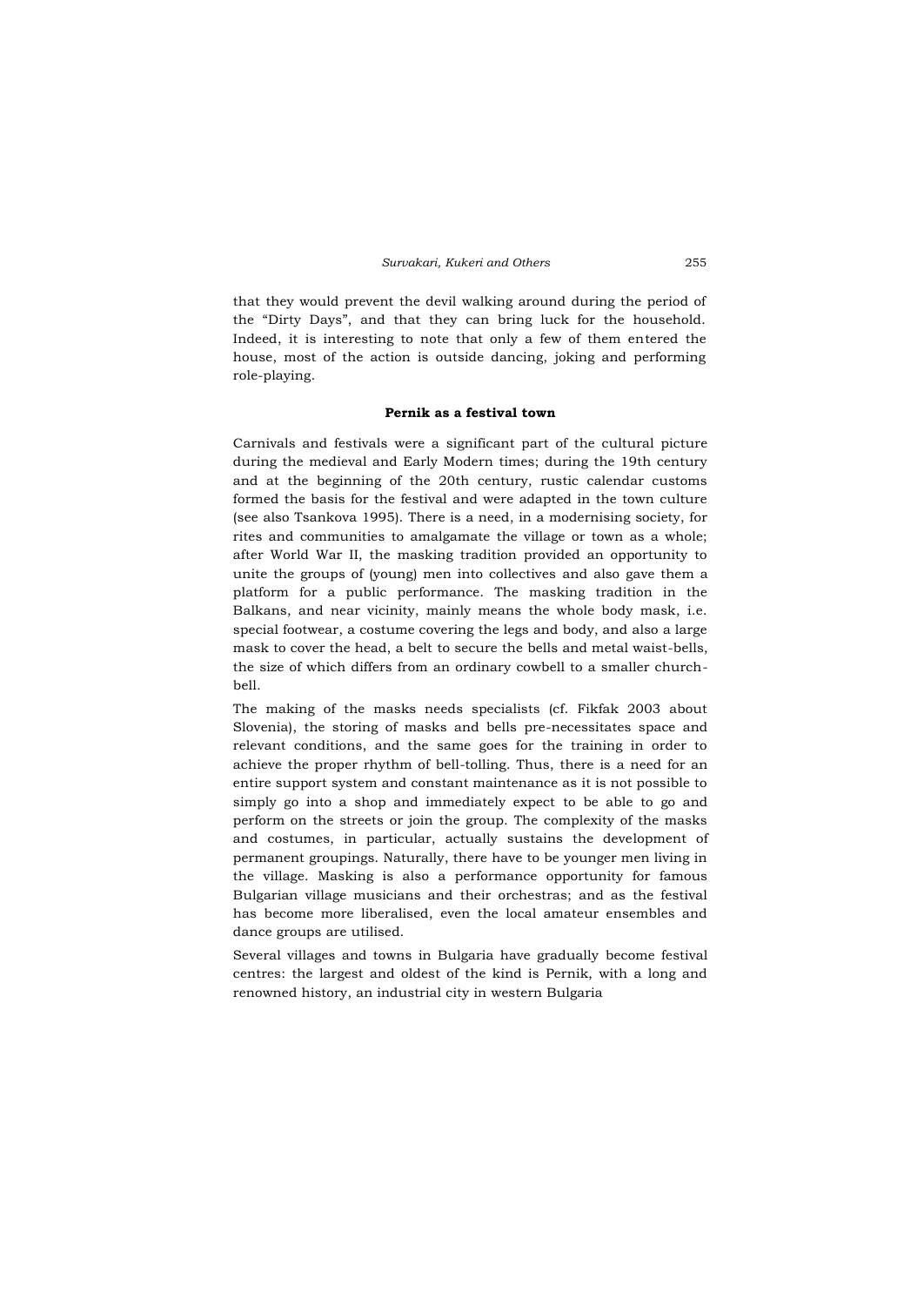that they would prevent the devil walking around during the period of the "Dirty Days", and that they can bring luck for the household. Indeed, it is interesting to note that only a few of them entered the house, most of the action is outside dancing, joking and performing role-playing.

### Pernik as a festival town

Carnivals and festivals were a significant part of the cultural picture during the medieval and Early Modern times; during the 19th century and at the beginning of the 20th century, rustic calendar customs formed the basis for the festival and were adapted in the town culture (see also Tsankova 1995). There is a need, in a modernising society, for rites and communities to amalgamate the village or town as a whole; after World War II, the masking tradition provided an opportunity to unite the groups of (young) men into collectives and also gave them a platform for a public performance. The masking tradition in the Balkans, and near vicinity, mainly means the whole body mask, i.e. special footwear, a costume covering the legs and body, and also a large mask to cover the head, a belt to secure the bells and metal waist-bells, the size of which differs from an ordinary cowbell to a smaller church-bell.

The making of the masks needs specialists (cf. Fikfak 2003 about Slovenia), the storing of masks and bells pre-necessitates space and relevant conditions, and the same goes for the training in order to achieve the proper rhythm of bell-tolling. Thus, there is a need for an entire support system and constant maintenance as it is not possible to simply go into a shop and immediately expect to be able to go and perform on the streets or join the group. The complexity of the masks and costumes, in particular, actually sustains the development of permanent groupings. Naturally, there have to be younger men living in the village. Masking is also a performance opportunity for famous Bulgarian village musicians and their orchestras; and as the festival has become more liberalised, even the local amateur ensembles and dance groups are utilised.

Several villages and towns in Bulgaria have gradually become festival centres: the largest and oldest of the kind is Pernik, with a long and renowned history, an industrial city in western Bulgaria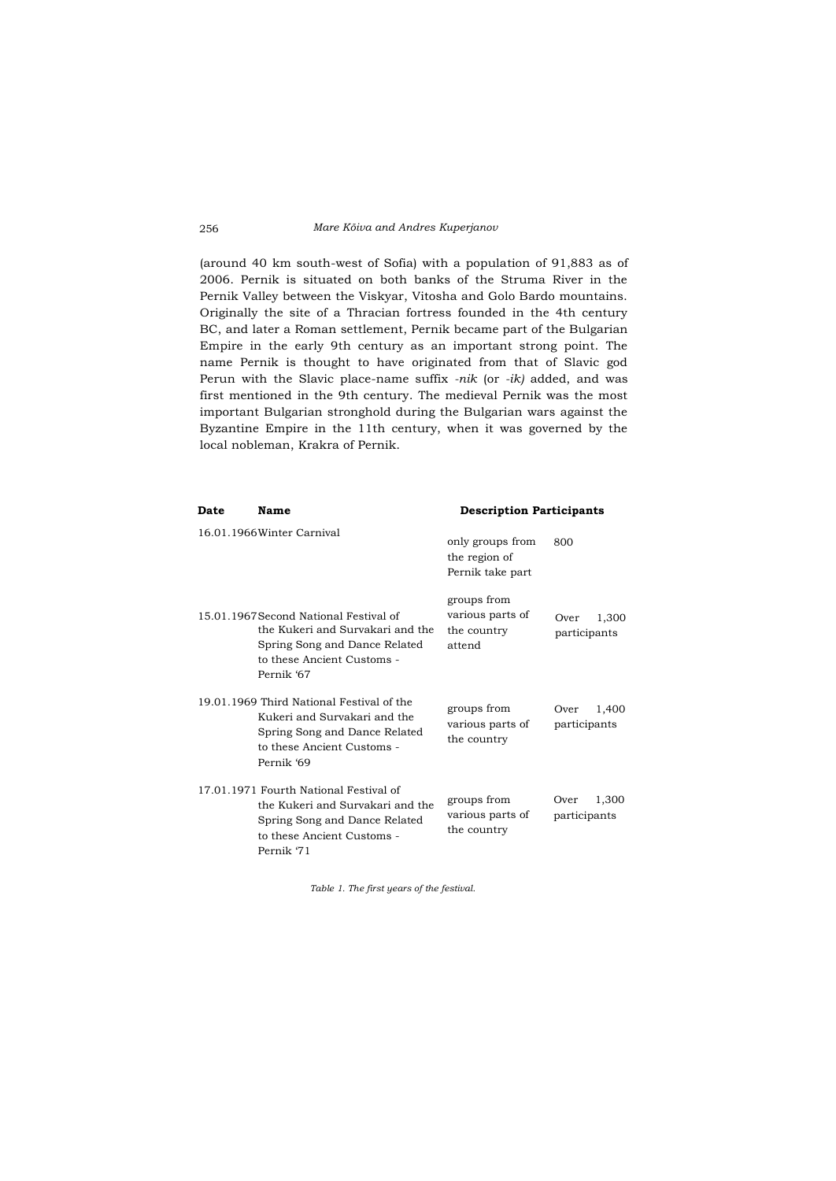(around 40 km south-west of Sofia) with a population of 91,883 as of 2006. Pernik is situated on both banks of the Struma River in the Pernik Valley between the Viskyar, Vitosha and Golo Bardo mountains. Originally the site of a Thracian fortress founded in the 4th century BC, and later a Roman settlement, Pernik became part of the Bulgarian Empire in the early 9th century as an important strong point. The name Pernik is thought to have originated from that of Slavic god Perun with the Slavic place-name suffix *-nik* (or *-ik)* added, and was first mentioned in the 9th century. The medieval Pernik was the most important Bulgarian stronghold during the Bulgarian wars against the Byzantine Empire in the 11th century, when it was governed by the local nobleman, Krakra of Pernik.

| Date | Name | Description | Participants |
|---|---|---|---|
| 16.01.1966 | Winter Carnival | only groups from the region of Pernik take part | 800 |
| 15.01.1967 | Second National Festival of the Kukeri and Survakari and the Spring Song and Dance Related to these Ancient Customs - Pernik '67 | groups from various parts of the country attend | Over 1,300 participants |
| 19.01.1969 | Third National Festival of the Kukeri and Survakari and the Spring Song and Dance Related to these Ancient Customs - Pernik '69 | groups from various parts of the country | Over 1,400 participants |
| 17.01.1971 | Fourth National Festival of the Kukeri and Survakari and the Spring Song and Dance Related to these Ancient Customs - Pernik '71 | groups from various parts of the country | Over 1,300 participants |

*Table 1. The first years of the festival.*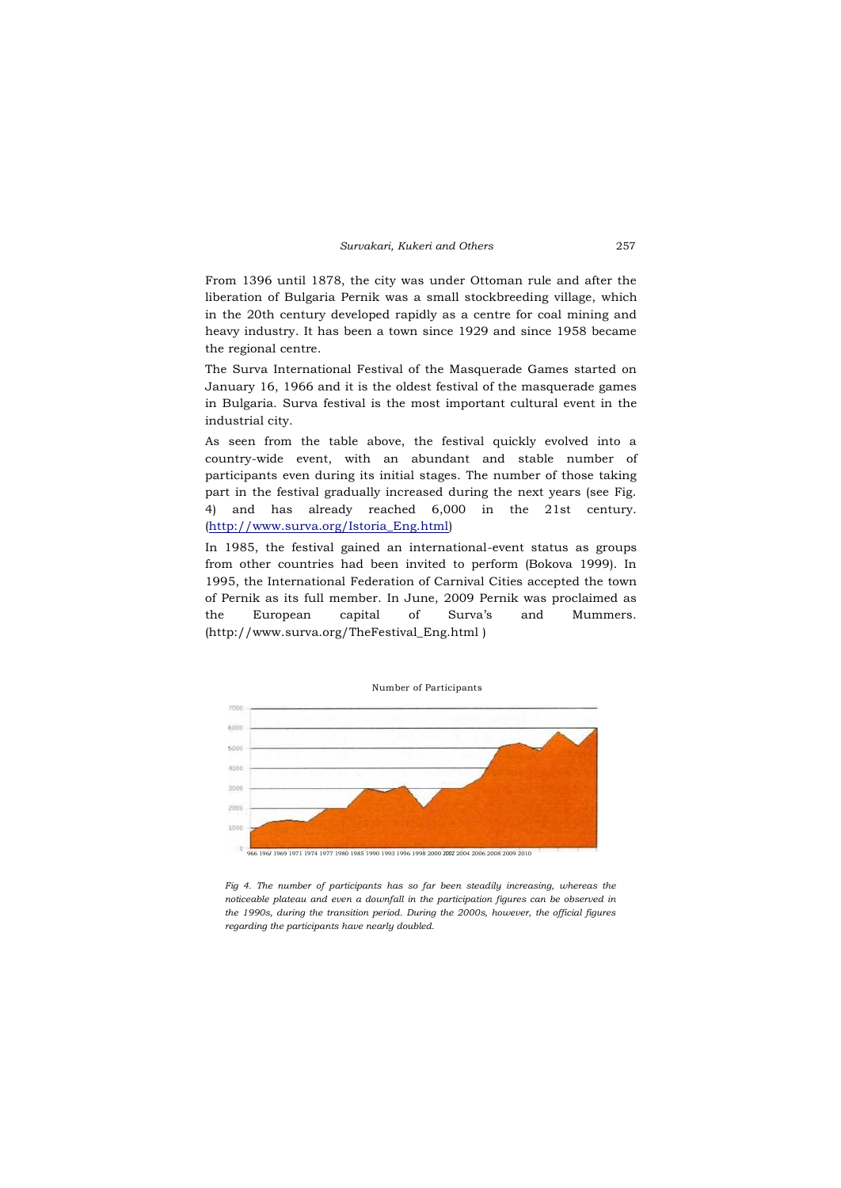From 1396 until 1878, the city was under Ottoman rule and after the liberation of Bulgaria Pernik was a small stockbreeding village, which in the 20th century developed rapidly as a centre for coal mining and heavy industry. It has been a town since 1929 and since 1958 became the regional centre.

The Surva International Festival of the Masquerade Games started on January 16, 1966 and it is the oldest festival of the masquerade games in Bulgaria. Surva festival is the most important cultural event in the industrial city.

As seen from the table above, the festival quickly evolved into a country-wide event, with an abundant and stable number of participants even during its initial stages. The number of those taking part in the festival gradually increased during the next years (see Fig. 4) and has already reached 6,000 in the 21st century. (http://www.surva.org/Istoria_Eng.html)

In 1985, the festival gained an international-event status as groups from other countries had been invited to perform (Bokova 1999). In 1995, the International Federation of Carnival Cities accepted the town of Pernik as its full member. In June, 2009 Pernik was proclaimed as the European capital of Surva's and Mummers. (http://www.surva.org/TheFestival_Eng.html )

Number of Participants

*Fig 4. The number of participants has so far been steadily increasing, whereas the noticeable plateau and even a downfall in the participation figures can be observed in the 1990s, during the transition period. During the 2000s, however, the official figures regarding the participants have nearly doubled.*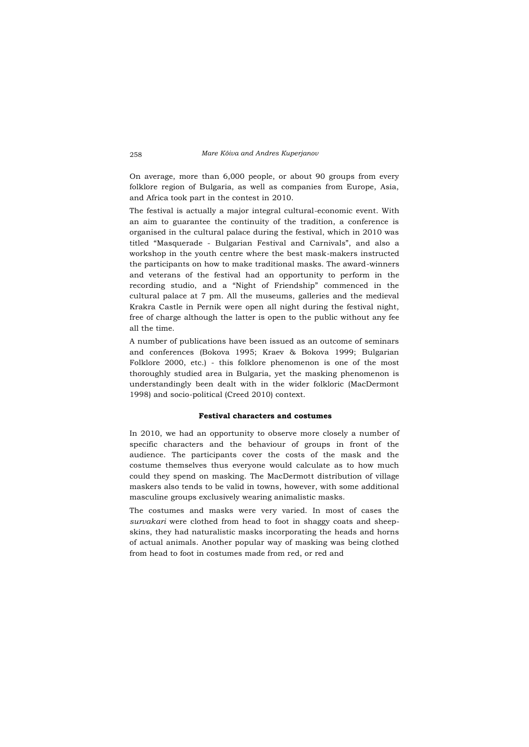On average, more than 6,000 people, or about 90 groups from every folklore region of Bulgaria, as well as companies from Europe, Asia, and Africa took part in the contest in 2010.

The festival is actually a major integral cultural-economic event. With an aim to guarantee the continuity of the tradition, a conference is organised in the cultural palace during the festival, which in 2010 was titled "Masquerade - Bulgarian Festival and Carnivals", and also a workshop in the youth centre where the best mask-makers instructed the participants on how to make traditional masks. The award-winners and veterans of the festival had an opportunity to perform in the recording studio, and a "Night of Friendship" commenced in the cultural palace at 7 pm. All the museums, galleries and the medieval Krakra Castle in Pernik were open all night during the festival night, free of charge although the latter is open to the public without any fee all the time.

A number of publications have been issued as an outcome of seminars and conferences (Bokova 1995; Kraev & Bokova 1999; Bulgarian Folklore 2000, etc.) - this folklore phenomenon is one of the most thoroughly studied area in Bulgaria, yet the masking phenomenon is understandingly been dealt with in the wider folkloric (MacDermont 1998) and socio-political (Creed 2010) context.

### Festival characters and costumes

In 2010, we had an opportunity to observe more closely a number of specific characters and the behaviour of groups in front of the audience. The participants cover the costs of the mask and the costume themselves thus everyone would calculate as to how much could they spend on masking. The MacDermott distribution of village maskers also tends to be valid in towns, however, with some additional masculine groups exclusively wearing animalistic masks.

The costumes and masks were very varied. In most of cases the *survakari* were clothed from head to foot in shaggy coats and sheep-skins, they had naturalistic masks incorporating the heads and horns of actual animals. Another popular way of masking was being clothed from head to foot in costumes made from red, or red and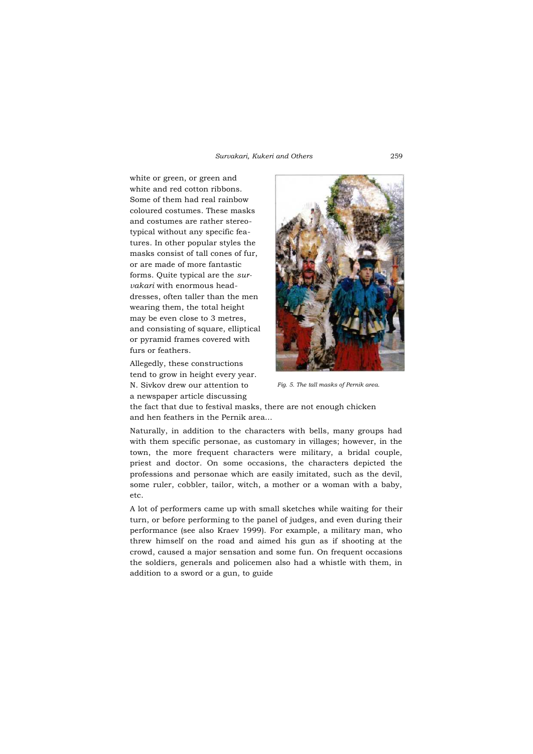white or green, or green and white and red cotton ribbons. Some of them had real rainbow coloured costumes. These masks and costumes are rather stereotypical without any specific features. In other popular styles the masks consist of tall cones of fur, or are made of more fantastic forms. Quite typical are the *survakari* with enormous headdresses, often taller than the men wearing them, the total height may be even close to 3 metres, and consisting of square, elliptical or pyramid frames covered with furs or feathers.

*Fig. 5. The tall masks of Pernik area.*

Allegedly, these constructions tend to grow in height every year. N. Sivkov drew our attention to a newspaper article discussing the fact that due to festival masks, there are not enough chicken and hen feathers in the Pernik area...

Naturally, in addition to the characters with bells, many groups had with them specific personae, as customary in villages; however, in the town, the more frequent characters were military, a bridal couple, priest and doctor. On some occasions, the characters depicted the professions and personae which are easily imitated, such as the devil, some ruler, cobbler, tailor, witch, a mother or a woman with a baby, etc.

A lot of performers came up with small sketches while waiting for their turn, or before performing to the panel of judges, and even during their performance (see also Kraev 1999). For example, a military man, who threw himself on the road and aimed his gun as if shooting at the crowd, caused a major sensation and some fun. On frequent occasions the soldiers, generals and policemen also had a whistle with them, in addition to a sword or a gun, to guide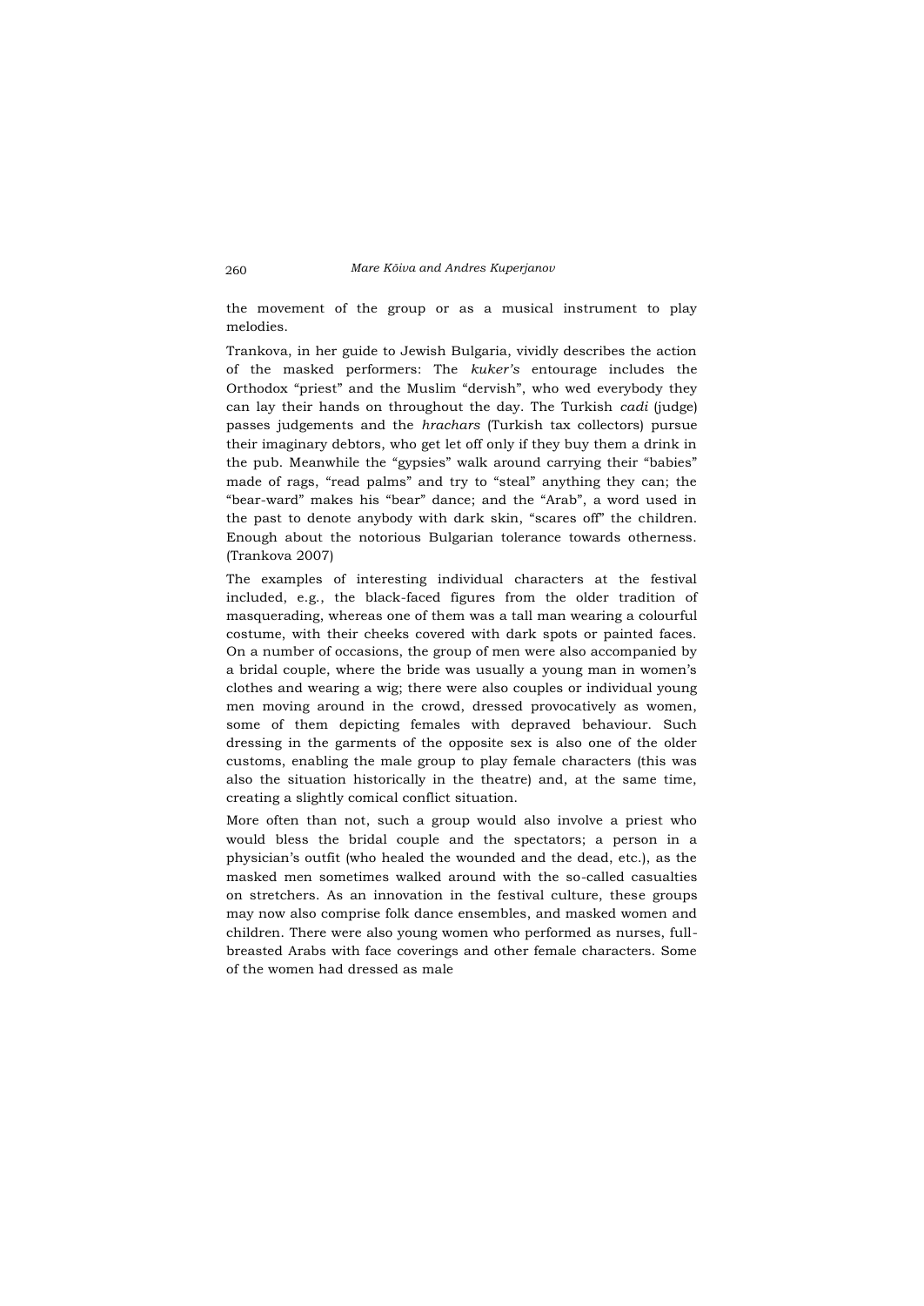the movement of the group or as a musical instrument to play melodies.

Trankova, in her guide to Jewish Bulgaria, vividly describes the action of the masked performers: The *kuker's* entourage includes the Orthodox "priest" and the Muslim "dervish", who wed everybody they can lay their hands on throughout the day. The Turkish *cadi* (judge) passes judgements and the *hrachars* (Turkish tax collectors) pursue their imaginary debtors, who get let off only if they buy them a drink in the pub. Meanwhile the "gypsies" walk around carrying their "babies" made of rags, "read palms" and try to "steal" anything they can; the "bear-ward" makes his "bear" dance; and the "Arab", a word used in the past to denote anybody with dark skin, "scares off" the children. Enough about the notorious Bulgarian tolerance towards otherness. (Trankova 2007)

The examples of interesting individual characters at the festival included, e.g., the black-faced figures from the older tradition of masquerading, whereas one of them was a tall man wearing a colourful costume, with their cheeks covered with dark spots or painted faces. On a number of occasions, the group of men were also accompanied by a bridal couple, where the bride was usually a young man in women's clothes and wearing a wig; there were also couples or individual young men moving around in the crowd, dressed provocatively as women, some of them depicting females with depraved behaviour. Such dressing in the garments of the opposite sex is also one of the older customs, enabling the male group to play female characters (this was also the situation historically in the theatre) and, at the same time, creating a slightly comical conflict situation.

More often than not, such a group would also involve a priest who would bless the bridal couple and the spectators; a person in a physician's outfit (who healed the wounded and the dead, etc.), as the masked men sometimes walked around with the so-called casualties on stretchers. As an innovation in the festival culture, these groups may now also comprise folk dance ensembles, and masked women and children. There were also young women who performed as nurses, full-breasted Arabs with face coverings and other female characters. Some of the women had dressed as male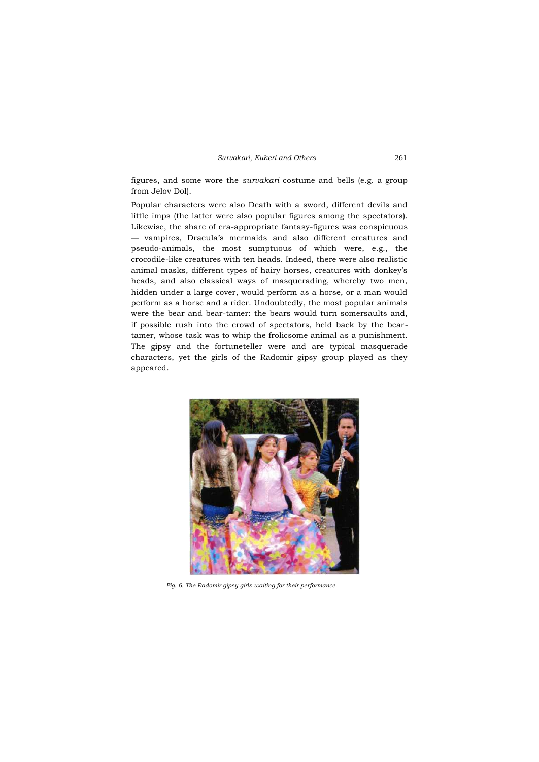figures, and some wore the *survakari* costume and bells (e.g. a group from Jelov Dol).

Popular characters were also Death with a sword, different devils and little imps (the latter were also popular figures among the spectators). Likewise, the share of era-appropriate fantasy-figures was conspicuous — vampires, Dracula's mermaids and also different creatures and pseudo-animals, the most sumptuous of which were, e.g., the crocodile-like creatures with ten heads. Indeed, there were also realistic animal masks, different types of hairy horses, creatures with donkey's heads, and also classical ways of masquerading, whereby two men, hidden under a large cover, would perform as a horse, or a man would perform as a horse and a rider. Undoubtedly, the most popular animals were the bear and bear-tamer: the bears would turn somersaults and, if possible rush into the crowd of spectators, held back by the bear-tamer, whose task was to whip the frolicsome animal as a punishment. The gipsy and the fortuneteller were and are typical masquerade characters, yet the girls of the Radomir gipsy group played as they appeared.

*Fig. 6. The Radomir gipsy girls waiting for their performance.*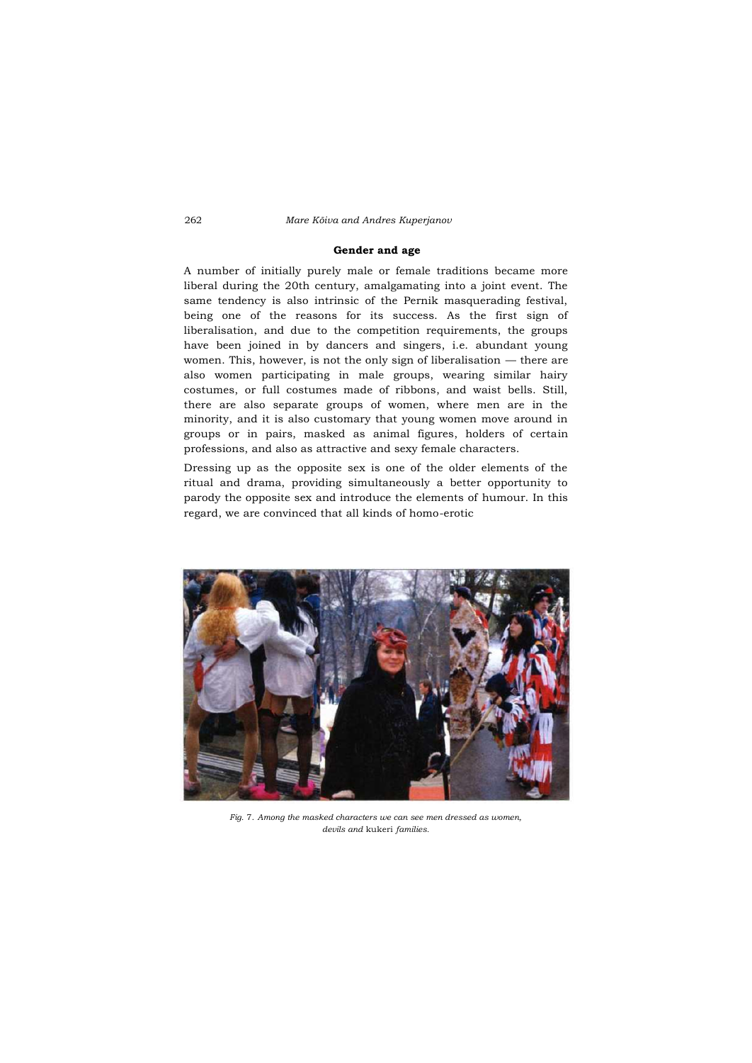## Gender and age

A number of initially purely male or female traditions became more liberal during the 20th century, amalgamating into a joint event. The same tendency is also intrinsic of the Pernik masquerading festival, being one of the reasons for its success. As the first sign of liberalisation, and due to the competition requirements, the groups have been joined in by dancers and singers, i.e. abundant young women. This, however, is not the only sign of liberalisation — there are also women participating in male groups, wearing similar hairy costumes, or full costumes made of ribbons, and waist bells. Still, there are also separate groups of women, where men are in the minority, and it is also customary that young women move around in groups or in pairs, masked as animal figures, holders of certain professions, and also as attractive and sexy female characters.

Dressing up as the opposite sex is one of the older elements of the ritual and drama, providing simultaneously a better opportunity to parody the opposite sex and introduce the elements of humour. In this regard, we are convinced that all kinds of homo-erotic

*Fig. 7. Among the masked characters we can see men dressed as women, devils and* kukeri *families.*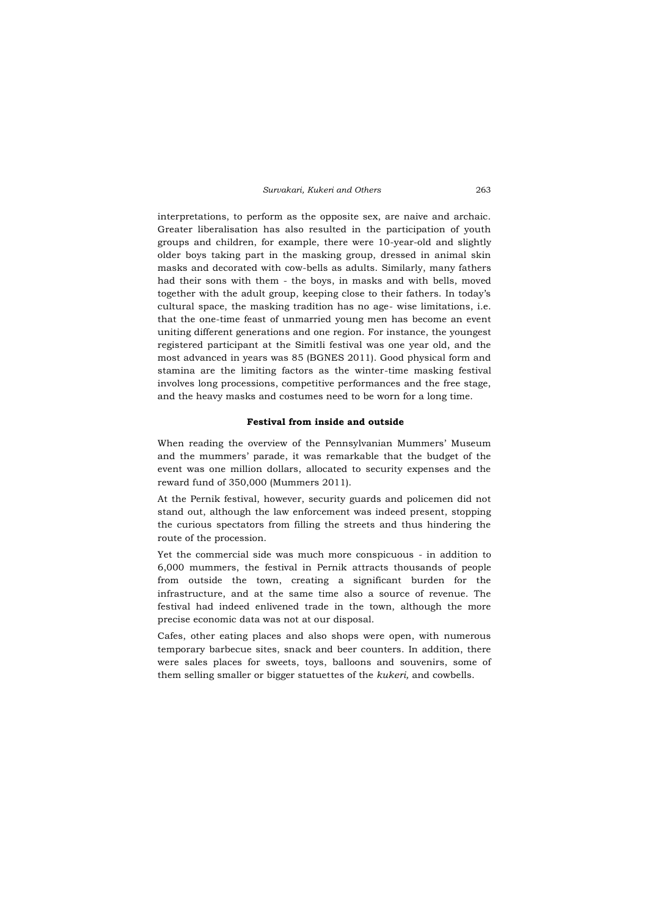interpretations, to perform as the opposite sex, are naive and archaic. Greater liberalisation has also resulted in the participation of youth groups and children, for example, there were 10-year-old and slightly older boys taking part in the masking group, dressed in animal skin masks and decorated with cow-bells as adults. Similarly, many fathers had their sons with them - the boys, in masks and with bells, moved together with the adult group, keeping close to their fathers. In today's cultural space, the masking tradition has no age- wise limitations, i.e. that the one-time feast of unmarried young men has become an event uniting different generations and one region. For instance, the youngest registered participant at the Simitli festival was one year old, and the most advanced in years was 85 (BGNES 2011). Good physical form and stamina are the limiting factors as the winter-time masking festival involves long processions, competitive performances and the free stage, and the heavy masks and costumes need to be worn for a long time.

### Festival from inside and outside

When reading the overview of the Pennsylvanian Mummers' Museum and the mummers' parade, it was remarkable that the budget of the event was one million dollars, allocated to security expenses and the reward fund of 350,000 (Mummers 2011).

At the Pernik festival, however, security guards and policemen did not stand out, although the law enforcement was indeed present, stopping the curious spectators from filling the streets and thus hindering the route of the procession.

Yet the commercial side was much more conspicuous - in addition to 6,000 mummers, the festival in Pernik attracts thousands of people from outside the town, creating a significant burden for the infrastructure, and at the same time also a source of revenue. The festival had indeed enlivened trade in the town, although the more precise economic data was not at our disposal.

Cafes, other eating places and also shops were open, with numerous temporary barbecue sites, snack and beer counters. In addition, there were sales places for sweets, toys, balloons and souvenirs, some of them selling smaller or bigger statuettes of the *kukeri,* and cowbells.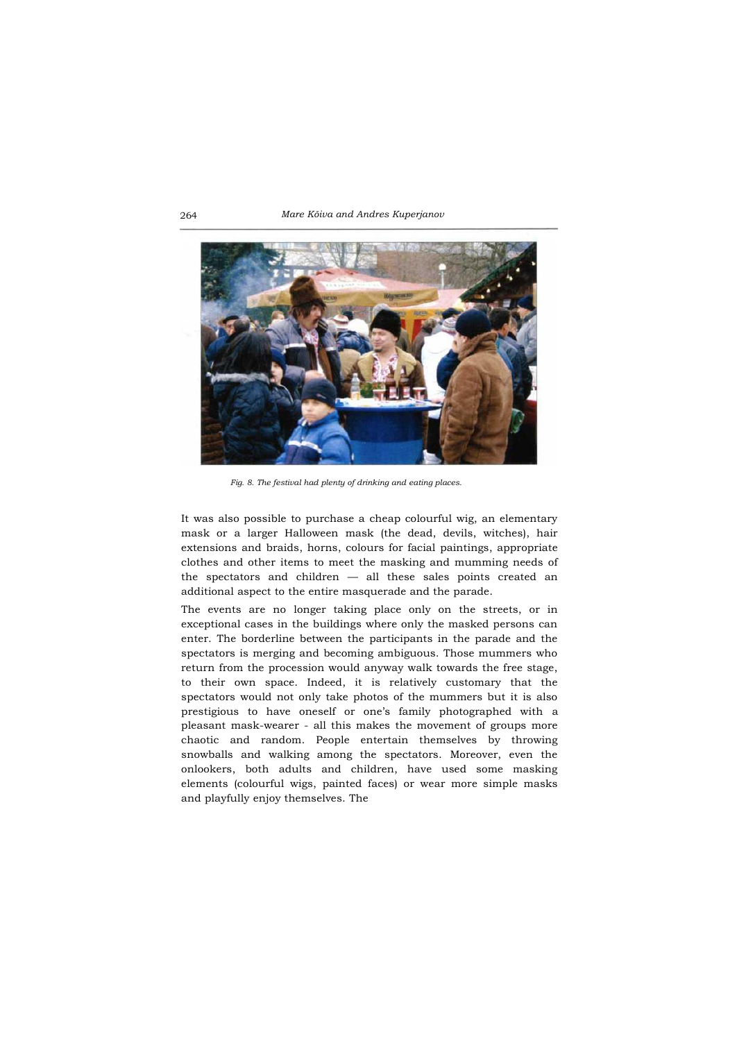*Fig. 8. The festival had plenty of drinking and eating places.*

It was also possible to purchase a cheap colourful wig, an elementary mask or a larger Halloween mask (the dead, devils, witches), hair extensions and braids, horns, colours for facial paintings, appropriate clothes and other items to meet the masking and mumming needs of the spectators and children — all these sales points created an additional aspect to the entire masquerade and the parade.

The events are no longer taking place only on the streets, or in exceptional cases in the buildings where only the masked persons can enter. The borderline between the participants in the parade and the spectators is merging and becoming ambiguous. Those mummers who return from the procession would anyway walk towards the free stage, to their own space. Indeed, it is relatively customary that the spectators would not only take photos of the mummers but it is also prestigious to have oneself or one's family photographed with a pleasant mask-wearer - all this makes the movement of groups more chaotic and random. People entertain themselves by throwing snowballs and walking among the spectators. Moreover, even the onlookers, both adults and children, have used some masking elements (colourful wigs, painted faces) or wear more simple masks and playfully enjoy themselves. The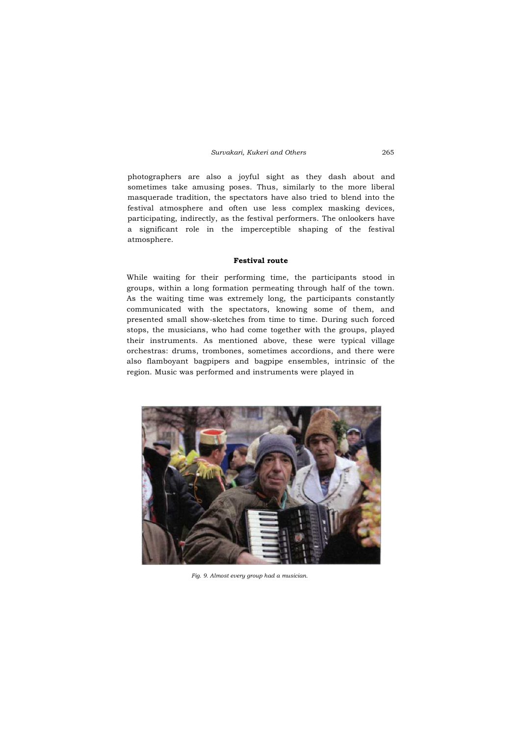photographers are also a joyful sight as they dash about and sometimes take amusing poses. Thus, similarly to the more liberal masquerade tradition, the spectators have also tried to blend into the festival atmosphere and often use less complex masking devices, participating, indirectly, as the festival performers. The onlookers have a significant role in the imperceptible shaping of the festival atmosphere.

### Festival route

While waiting for their performing time, the participants stood in groups, within a long formation permeating through half of the town. As the waiting time was extremely long, the participants constantly communicated with the spectators, knowing some of them, and presented small show-sketches from time to time. During such forced stops, the musicians, who had come together with the groups, played their instruments. As mentioned above, these were typical village orchestras: drums, trombones, sometimes accordions, and there were also flamboyant bagpipers and bagpipe ensembles, intrinsic of the region. Music was performed and instruments were played in

*Fig. 9. Almost every group had a musician.*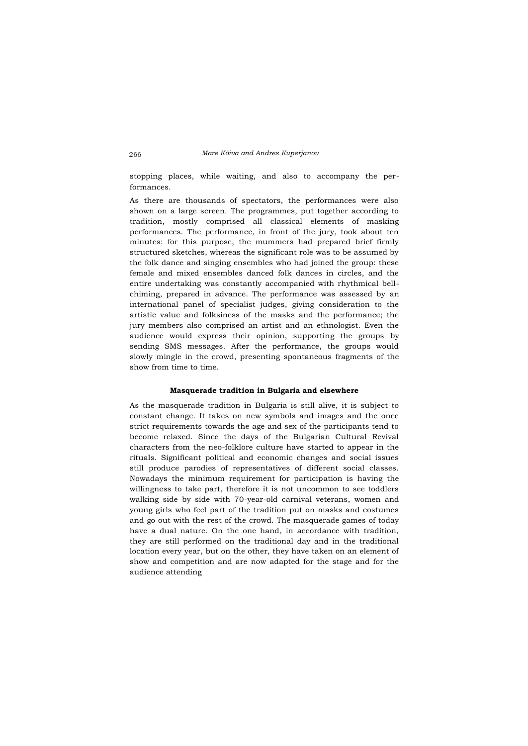stopping places, while waiting, and also to accompany the performances.

As there are thousands of spectators, the performances were also shown on a large screen. The programmes, put together according to tradition, mostly comprised all classical elements of masking performances. The performance, in front of the jury, took about ten minutes: for this purpose, the mummers had prepared brief firmly structured sketches, whereas the significant role was to be assumed by the folk dance and singing ensembles who had joined the group: these female and mixed ensembles danced folk dances in circles, and the entire undertaking was constantly accompanied with rhythmical bell-chiming, prepared in advance. The performance was assessed by an international panel of specialist judges, giving consideration to the artistic value and folksiness of the masks and the performance; the jury members also comprised an artist and an ethnologist. Even the audience would express their opinion, supporting the groups by sending SMS messages. After the performance, the groups would slowly mingle in the crowd, presenting spontaneous fragments of the show from time to time.

### Masquerade tradition in Bulgaria and elsewhere

As the masquerade tradition in Bulgaria is still alive, it is subject to constant change. It takes on new symbols and images and the once strict requirements towards the age and sex of the participants tend to become relaxed. Since the days of the Bulgarian Cultural Revival characters from the neo-folklore culture have started to appear in the rituals. Significant political and economic changes and social issues still produce parodies of representatives of different social classes. Nowadays the minimum requirement for participation is having the willingness to take part, therefore it is not uncommon to see toddlers walking side by side with 70-year-old carnival veterans, women and young girls who feel part of the tradition put on masks and costumes and go out with the rest of the crowd. The masquerade games of today have a dual nature. On the one hand, in accordance with tradition, they are still performed on the traditional day and in the traditional location every year, but on the other, they have taken on an element of show and competition and are now adapted for the stage and for the audience attending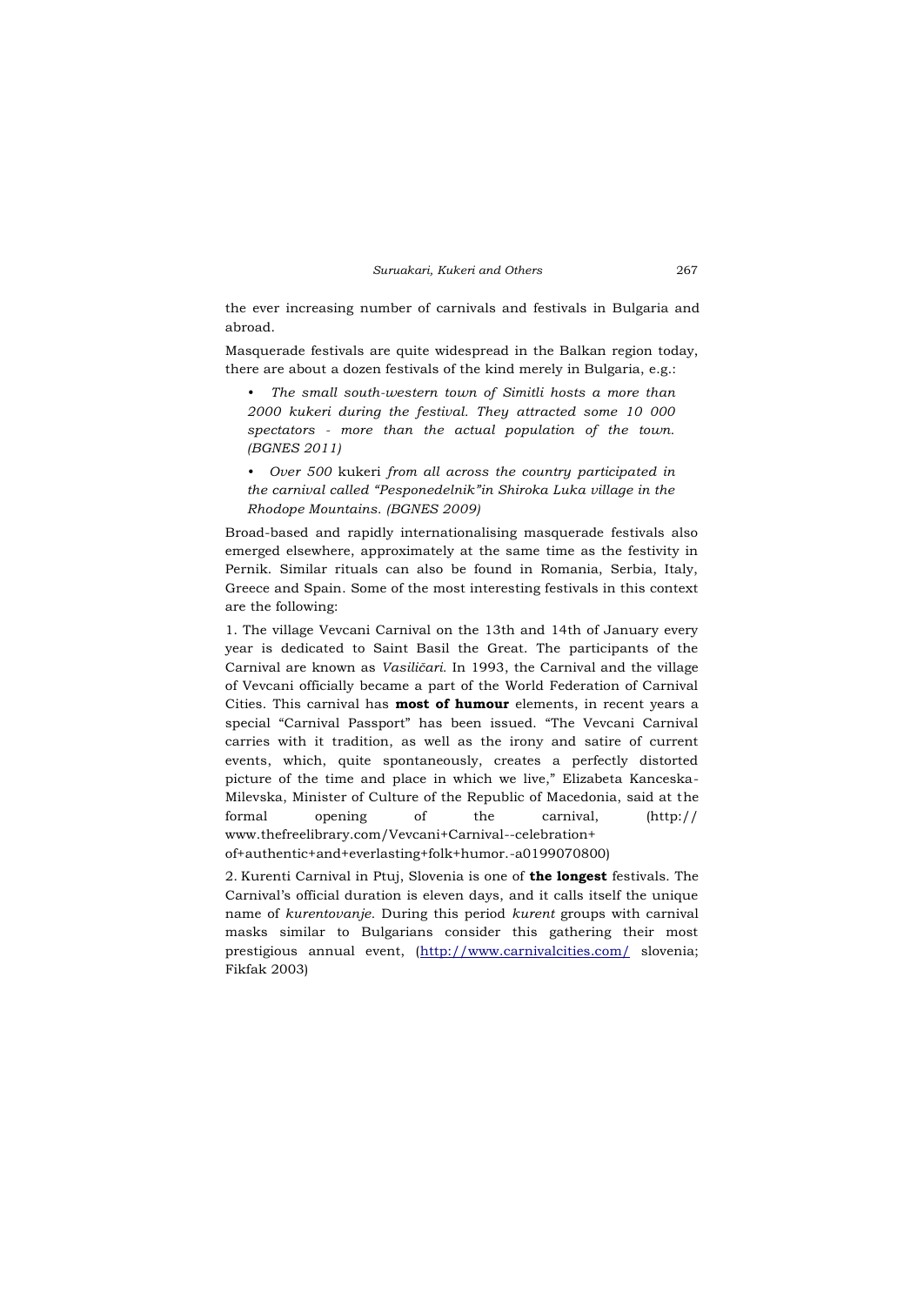the ever increasing number of carnivals and festivals in Bulgaria and abroad.

Masquerade festivals are quite widespread in the Balkan region today, there are about a dozen festivals of the kind merely in Bulgaria, e.g.:

- *The small south-western town of Simitli hosts a more than 2000 kukeri during the festival. They attracted some 10 000 spectators - more than the actual population of the town. (BGNES 2011)*
- *Over 500* kukeri *from all across the country participated in the carnival called "Pesponedelnik"in Shiroka Luka village in the Rhodope Mountains. (BGNES 2009)*

Broad-based and rapidly internationalising masquerade festivals also emerged elsewhere, approximately at the same time as the festivity in Pernik. Similar rituals can also be found in Romania, Serbia, Italy, Greece and Spain. Some of the most interesting festivals in this context are the following:

1. The village Vevcani Carnival on the 13th and 14th of January every year is dedicated to Saint Basil the Great. The participants of the Carnival are known as *Vasiličari*. In 1993, the Carnival and the village of Vevcani officially became a part of the World Federation of Carnival Cities. This carnival has **most of humour** elements, in recent years a special "Carnival Passport" has been issued. "The Vevcani Carnival carries with it tradition, as well as the irony and satire of current events, which, quite spontaneously, creates a perfectly distorted picture of the time and place in which we live," Elizabeta Kanceska-Milevska, Minister of Culture of the Republic of Macedonia, said at the formal opening of the carnival, (http:// www.thefreelibrary.com/Vevcani+Carnival--celebration+of+authentic+and+everlasting+folk+humor.-a0199070800)

2. Kurenti Carnival in Ptuj, Slovenia is one of **the longest** festivals. The Carnival's official duration is eleven days, and it calls itself the unique name of *kurentovanje*. During this period *kurent* groups with carnival masks similar to Bulgarians consider this gathering their most prestigious annual event, (http://www.carnivalcities.com/ slovenia; Fikfak 2003)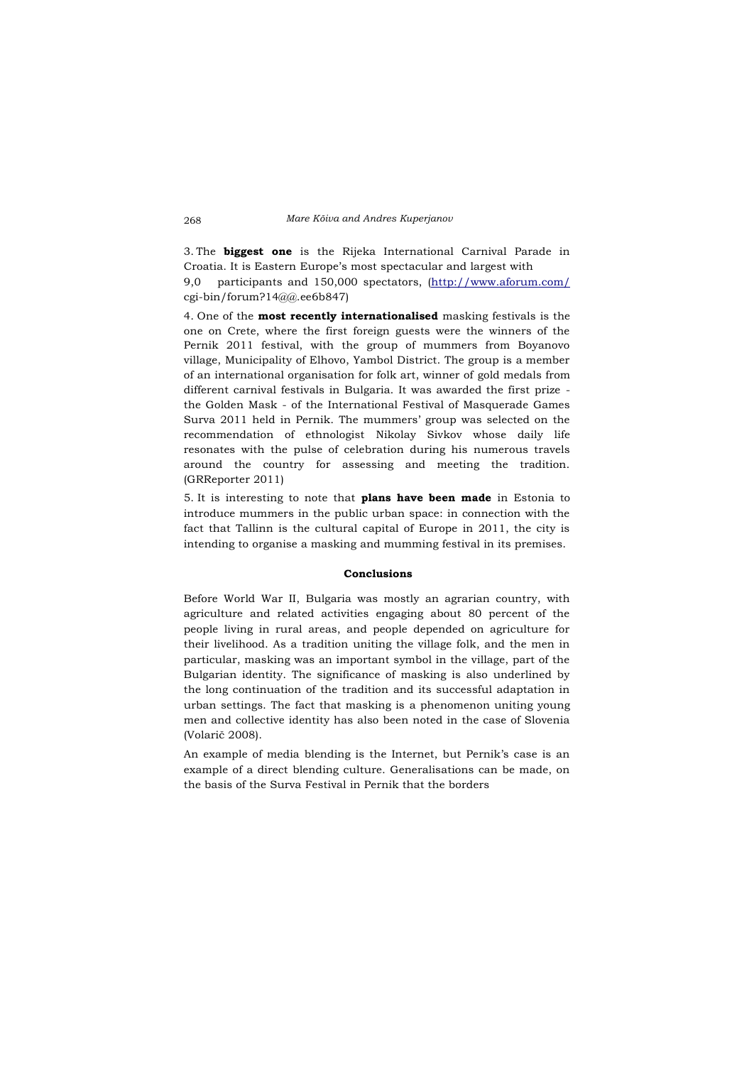3. The **biggest one** is the Rijeka International Carnival Parade in Croatia. It is Eastern Europe's most spectacular and largest with 9,0 participants and 150,000 spectators, (http://www.aforum.com/cgi-bin/forum?14@@.ee6b847)

4. One of the **most recently internationalised** masking festivals is the one on Crete, where the first foreign guests were the winners of the Pernik 2011 festival, with the group of mummers from Boyanovo village, Municipality of Elhovo, Yambol District. The group is a member of an international organisation for folk art, winner of gold medals from different carnival festivals in Bulgaria. It was awarded the first prize - the Golden Mask - of the International Festival of Masquerade Games Surva 2011 held in Pernik. The mummers' group was selected on the recommendation of ethnologist Nikolay Sivkov whose daily life resonates with the pulse of celebration during his numerous travels around the country for assessing and meeting the tradition. (GRReporter 2011)

5. It is interesting to note that **plans have been made** in Estonia to introduce mummers in the public urban space: in connection with the fact that Tallinn is the cultural capital of Europe in 2011, the city is intending to organise a masking and mumming festival in its premises.

### Conclusions

Before World War II, Bulgaria was mostly an agrarian country, with agriculture and related activities engaging about 80 percent of the people living in rural areas, and people depended on agriculture for their livelihood. As a tradition uniting the village folk, and the men in particular, masking was an important symbol in the village, part of the Bulgarian identity. The significance of masking is also underlined by the long continuation of the tradition and its successful adaptation in urban settings. The fact that masking is a phenomenon uniting young men and collective identity has also been noted in the case of Slovenia (Volarič 2008).

An example of media blending is the Internet, but Pernik's case is an example of a direct blending culture. Generalisations can be made, on the basis of the Surva Festival in Pernik that the borders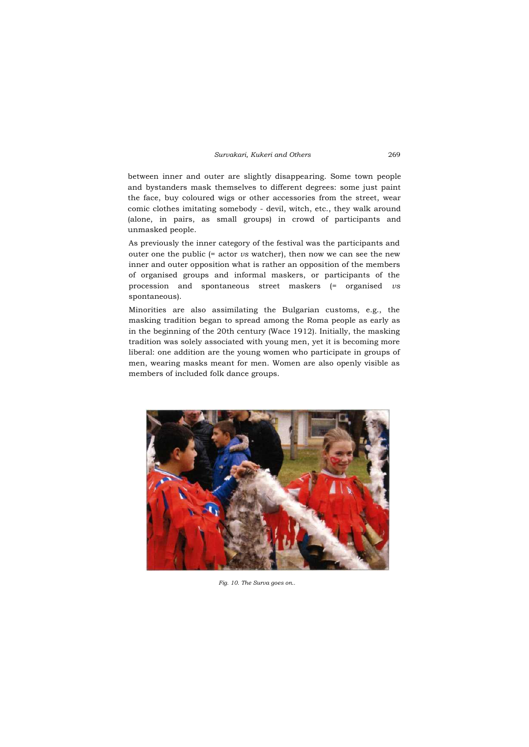between inner and outer are slightly disappearing. Some town people and bystanders mask themselves to different degrees: some just paint the face, buy coloured wigs or other accessories from the street, wear comic clothes imitating somebody - devil, witch, etc., they walk around (alone, in pairs, as small groups) in crowd of participants and unmasked people.

As previously the inner category of the festival was the participants and outer one the public (= actor *vs* watcher), then now we can see the new inner and outer opposition what is rather an opposition of the members of organised groups and informal maskers, or participants of the procession and spontaneous street maskers (= organised *vs* spontaneous).

Minorities are also assimilating the Bulgarian customs, e.g., the masking tradition began to spread among the Roma people as early as in the beginning of the 20th century (Wace 1912). Initially, the masking tradition was solely associated with young men, yet it is becoming more liberal: one addition are the young women who participate in groups of men, wearing masks meant for men. Women are also openly visible as members of included folk dance groups.

*Fig. 10. The Surva goes on..*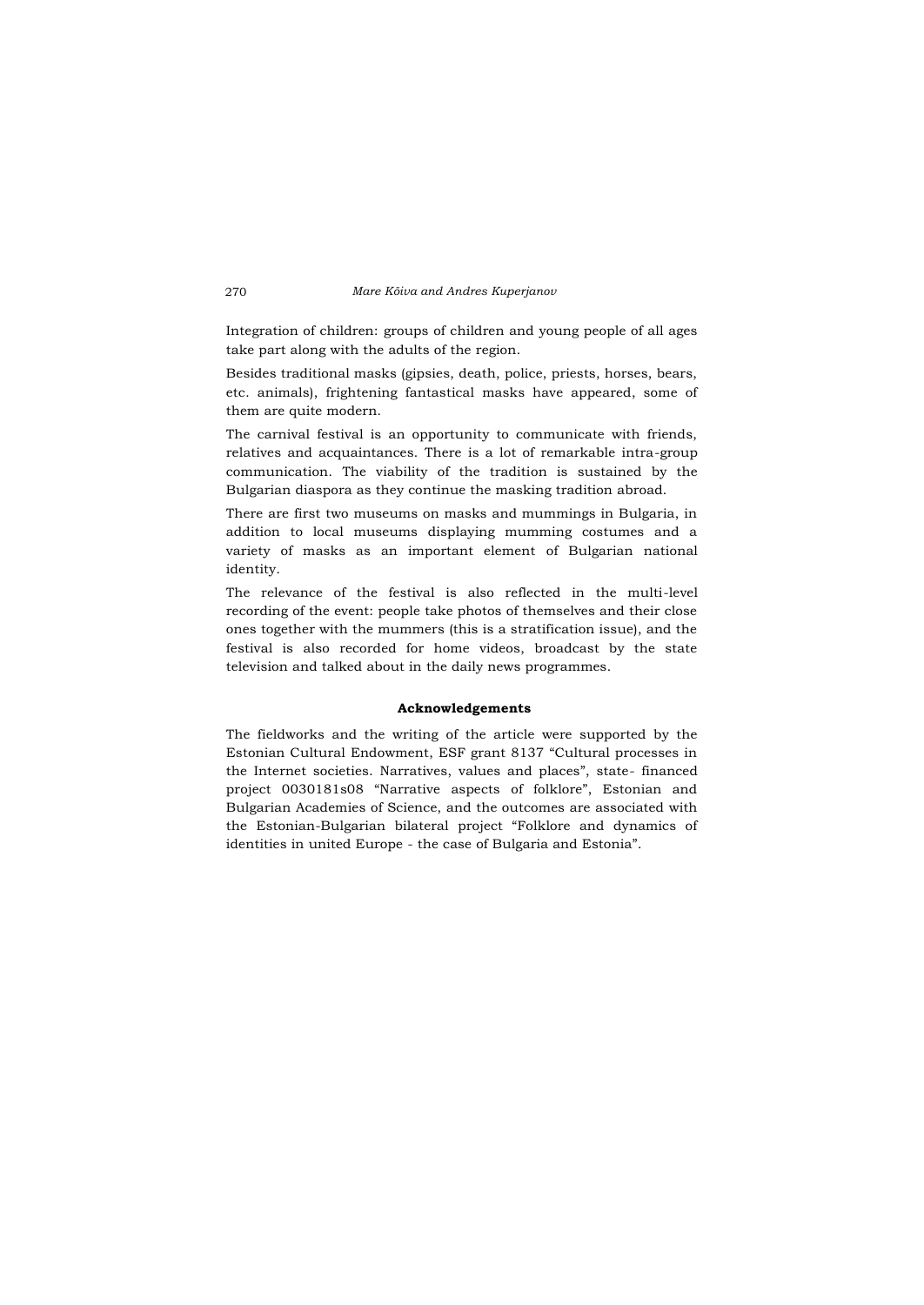Integration of children: groups of children and young people of all ages take part along with the adults of the region.

Besides traditional masks (gipsies, death, police, priests, horses, bears, etc. animals), frightening fantastical masks have appeared, some of them are quite modern.

The carnival festival is an opportunity to communicate with friends, relatives and acquaintances. There is a lot of remarkable intra-group communication. The viability of the tradition is sustained by the Bulgarian diaspora as they continue the masking tradition abroad.

There are first two museums on masks and mummings in Bulgaria, in addition to local museums displaying mumming costumes and a variety of masks as an important element of Bulgarian national identity.

The relevance of the festival is also reflected in the multi-level recording of the event: people take photos of themselves and their close ones together with the mummers (this is a stratification issue), and the festival is also recorded for home videos, broadcast by the state television and talked about in the daily news programmes.

## Acknowledgements

The fieldworks and the writing of the article were supported by the Estonian Cultural Endowment, ESF grant 8137 "Cultural processes in the Internet societies. Narratives, values and places", state- financed project 0030181s08 "Narrative aspects of folklore", Estonian and Bulgarian Academies of Science, and the outcomes are associated with the Estonian-Bulgarian bilateral project "Folklore and dynamics of identities in united Europe - the case of Bulgaria and Estonia".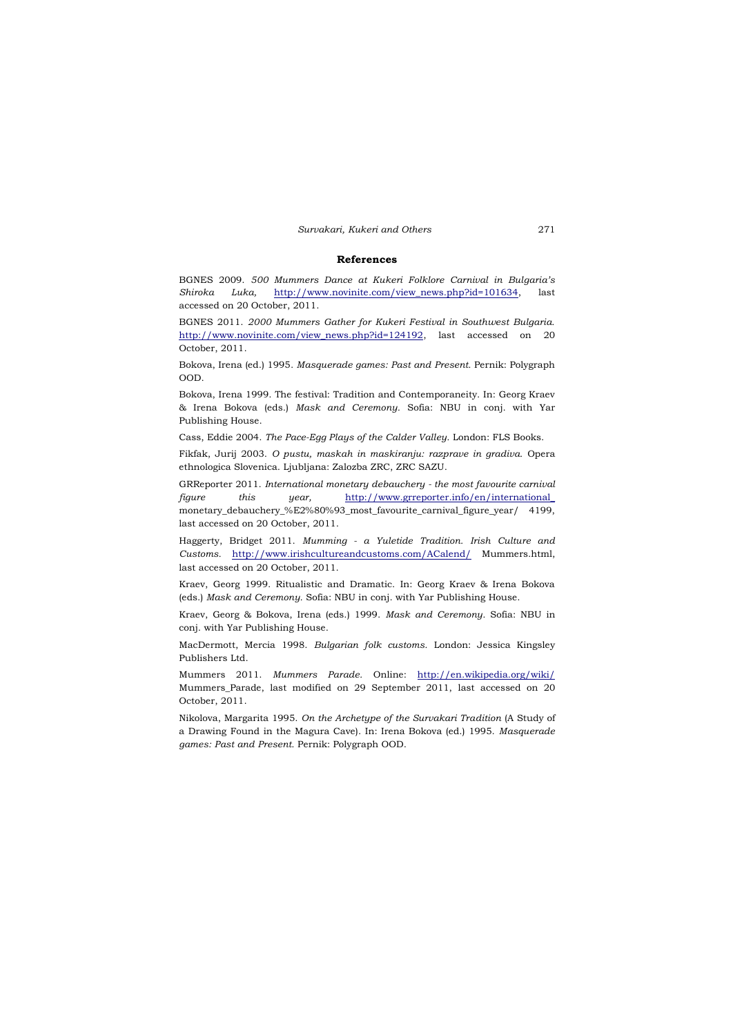## References

BGNES 2009. *500 Mummers Dance at Kukeri Folklore Carnival in Bulgaria's Shiroka Luka*, http://www.novinite.com/view_news.php?id=101634, last accessed on 20 October, 2011.

BGNES 2011. *2000 Mummers Gather for Kukeri Festival in Southwest Bulgaria*. http://www.novinite.com/view_news.php?id=124192, last accessed on 20 October, 2011.

Bokova, Irena (ed.) 1995. *Masquerade games: Past and Present*. Pernik: Polygraph OOD.

Bokova, Irena 1999. The festival: Tradition and Contemporaneity. In: Georg Kraev & Irena Bokova (eds.) *Mask and Ceremony*. Sofia: NBU in conj. with Yar Publishing House.

Cass, Eddie 2004. *The Pace-Egg Plays of the Calder Valley*. London: FLS Books.

Fikfak, Jurij 2003. *O pustu, maskah in maskiranju: razprave in gradiva*. Opera ethnologica Slovenica. Ljubljana: Zalozba ZRC, ZRC SAZU.

GRReporter 2011. *International monetary debauchery - the most favourite carnival figure this year*, http://www.grreporter.info/en/international_monetary_debauchery_%E2%80%93_most_favourite_carnival_figure_year/ 4199, last accessed on 20 October, 2011.

Haggerty, Bridget 2011. *Mumming - a Yuletide Tradition. Irish Culture and Customs*. http://www.irishcultureandcustoms.com/ACalend/ Mummers.html, last accessed on 20 October, 2011.

Kraev, Georg 1999. Ritualistic and Dramatic. In: Georg Kraev & Irena Bokova (eds.) *Mask and Ceremony*. Sofia: NBU in conj. with Yar Publishing House.

Kraev, Georg & Bokova, Irena (eds.) 1999. *Mask and Ceremony*. Sofia: NBU in conj. with Yar Publishing House.

MacDermott, Mercia 1998. *Bulgarian folk customs*. London: Jessica Kingsley Publishers Ltd.

Mummers 2011. *Mummers Parade*. Online: http://en.wikipedia.org/wiki/ Mummers_Parade, last modified on 29 September 2011, last accessed on 20 October, 2011.

Nikolova, Margarita 1995. *On the Archetype of the Survakari Tradition* (A Study of a Drawing Found in the Magura Cave). In: Irena Bokova (ed.) 1995. *Masquerade games: Past and Present*. Pernik: Polygraph OOD.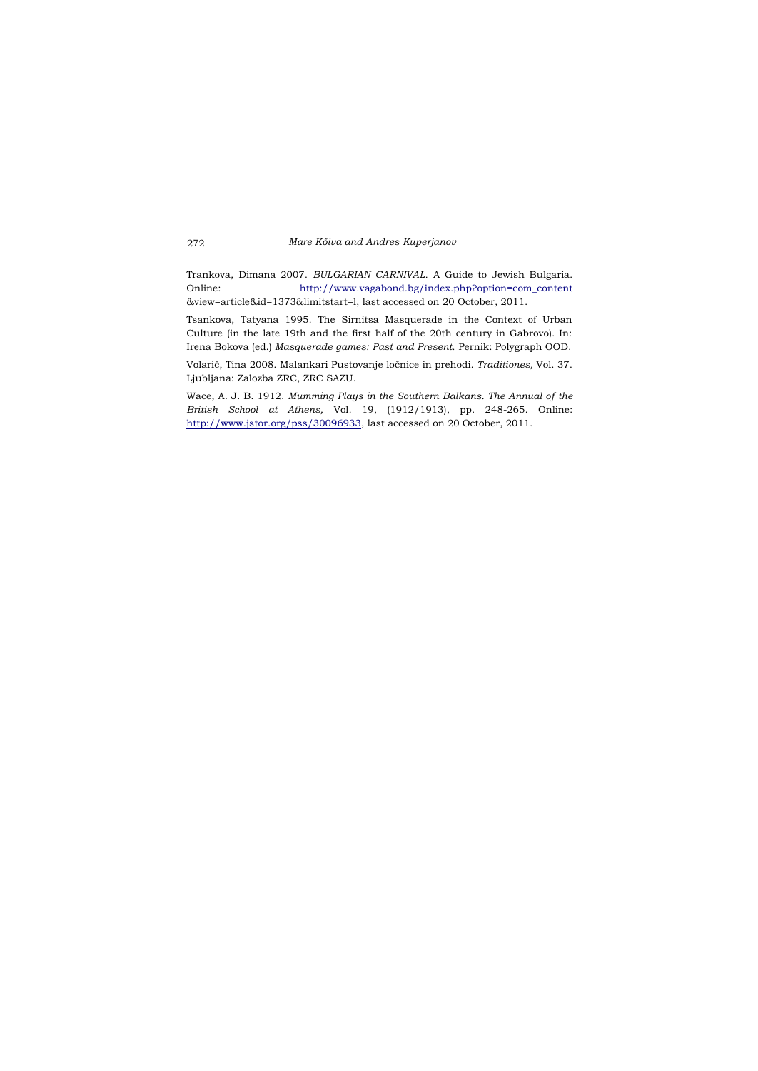Trankova, Dimana 2007. *BULGARIAN CARNIVAL*. A Guide to Jewish Bulgaria. Online: http://www.vagabond.bg/index.php?option=com_content&view=article&id=1373&limitstart=l, last accessed on 20 October, 2011.

Tsankova, Tatyana 1995. The Sirnitsa Masquerade in the Context of Urban Culture (in the late 19th and the first half of the 20th century in Gabrovo). In: Irena Bokova (ed.) *Masquerade games: Past and Present*. Pernik: Polygraph OOD.

Volarič, Tina 2008. Malankari Pustovanje ločnice in prehodi. *Traditiones*, Vol. 37. Ljubljana: Zalozba ZRC, ZRC SAZU.

Wace, A. J. B. 1912. *Mumming Plays in the Southern Balkans*. *The Annual of the British School at Athens*, Vol. 19, (1912/1913), pp. 248-265. Online: http://www.jstor.org/pss/30096933, last accessed on 20 October, 2011.